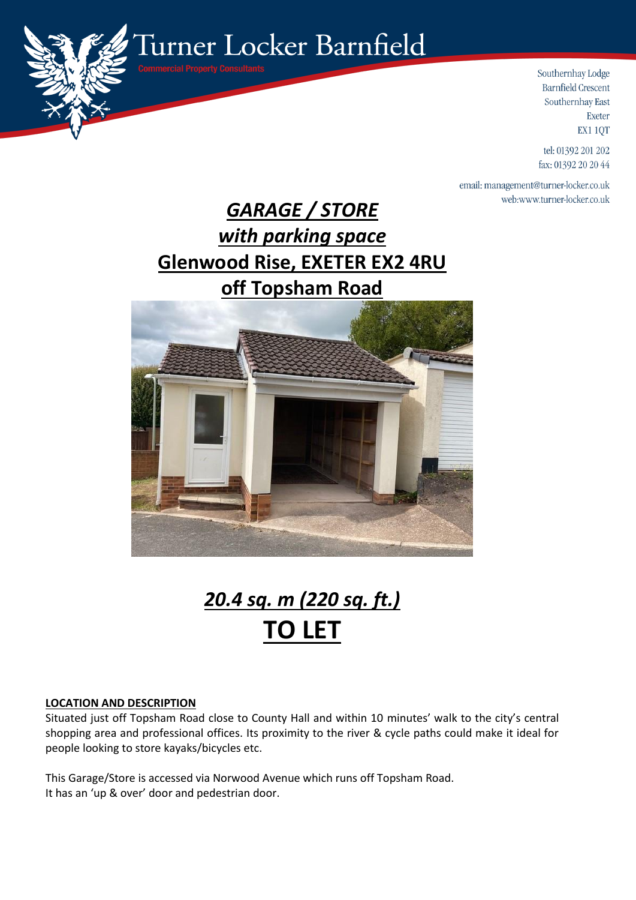Turner Locker Barnfield
Commercial Property Consultants

Southernhay Lodge
Barnfield Crescent
Southernhay East
Exeter
EX1 1QT

tel: 01392 201 202
fax: 01392 20 20 44

email: management@turner-locker.co.uk
web:www.turner-locker.co.uk

# *GARAGE / STORE*
## *with parking space*
## Glenwood Rise, EXETER EX2 4RU
## off Topsham Road

## *20.4 sq. m (220 sq. ft.)*
# TO LET

**LOCATION AND DESCRIPTION**

Situated just off Topsham Road close to County Hall and within 10 minutes' walk to the city's central shopping area and professional offices. Its proximity to the river & cycle paths could make it ideal for people looking to store kayaks/bicycles etc.

This Garage/Store is accessed via Norwood Avenue which runs off Topsham Road.
It has an 'up & over' door and pedestrian door.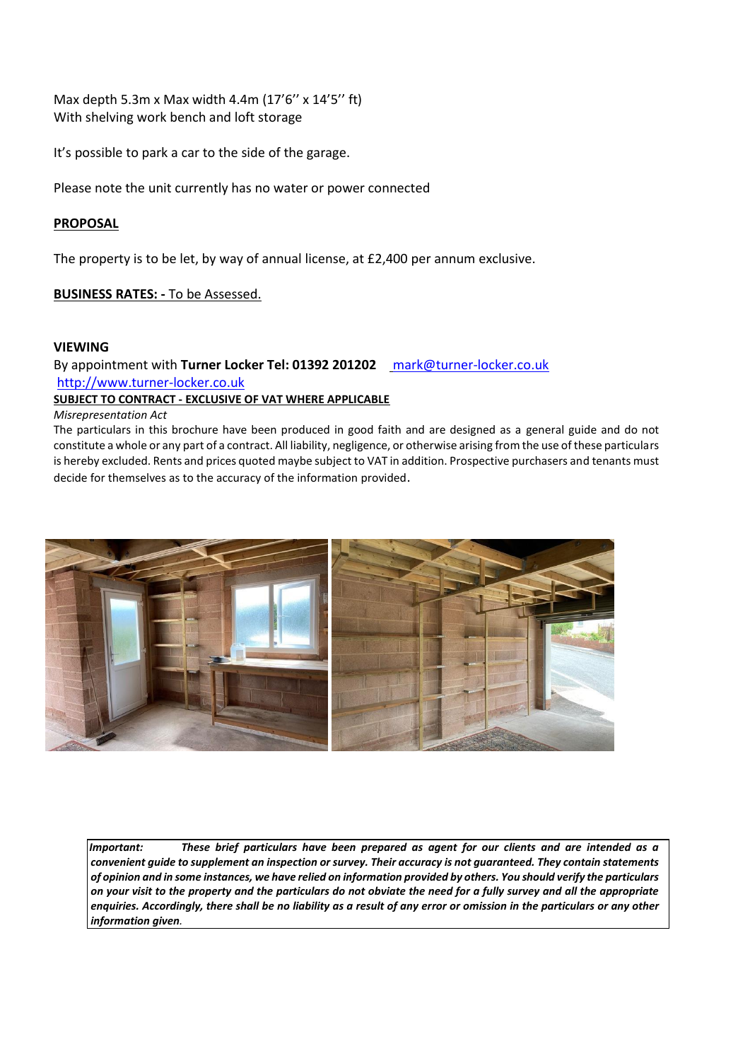Max depth 5.3m x Max width 4.4m (17'6'' x 14'5'' ft)
With shelving work bench and loft storage

It's possible to park a car to the side of the garage.

Please note the unit currently has no water or power connected

**PROPOSAL**

The property is to be let, by way of annual license, at £2,400 per annum exclusive.

**BUSINESS RATES: -** To be Assessed.

**VIEWING**

By appointment with **Turner Locker Tel: 01392 201202** mark@turner-locker.co.uk
http://www.turner-locker.co.uk

**SUBJECT TO CONTRACT - EXCLUSIVE OF VAT WHERE APPLICABLE**

*Misrepresentation Act*

The particulars in this brochure have been produced in good faith and are designed as a general guide and do not constitute a whole or any part of a contract. All liability, negligence, or otherwise arising from the use of these particulars is hereby excluded. Rents and prices quoted maybe subject to VAT in addition. Prospective purchasers and tenants must decide for themselves as to the accuracy of the information provided.

***Important:*** ***These brief particulars have been prepared as agent for our clients and are intended as a convenient guide to supplement an inspection or survey. Their accuracy is not guaranteed. They contain statements of opinion and in some instances, we have relied on information provided by others. You should verify the particulars on your visit to the property and the particulars do not obviate the need for a fully survey and all the appropriate enquiries. Accordingly, there shall be no liability as a result of any error or omission in the particulars or any other information given.***